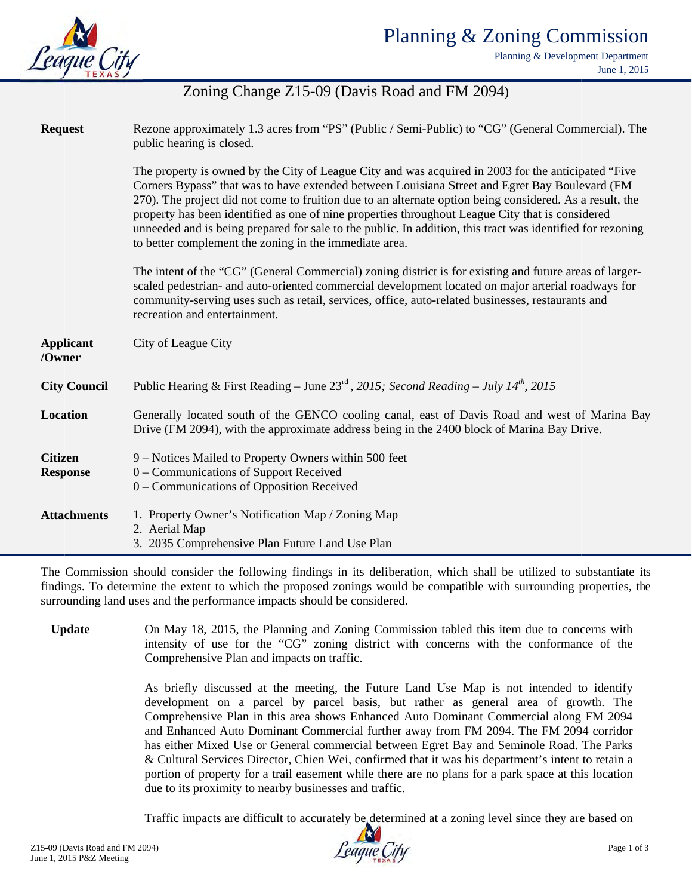# Planning & Zoning Commission

Planning & Development Department
June 1, 2015

## Zoning Change Z15-09 (Davis Road and FM 2094)

| | |
|---|---|
| **Request** | Rezone approximately 1.3 acres from "PS" (Public / Semi-Public) to "CG" (General Commercial). The public hearing is closed.<br><br>The property is owned by the City of League City and was acquired in 2003 for the anticipated "Five Corners Bypass" that was to have extended between Louisiana Street and Egret Bay Boulevard (FM 270). The project did not come to fruition due to an alternate option being considered. As a result, the property has been identified as one of nine properties throughout League City that is considered unneeded and is being prepared for sale to the public. In addition, this tract was identified for rezoning to better complement the zoning in the immediate area.<br><br>The intent of the "CG" (General Commercial) zoning district is for existing and future areas of larger-scaled pedestrian- and auto-oriented commercial development located on major arterial roadways for community-serving uses such as retail, services, office, auto-related businesses, restaurants and recreation and entertainment. |
| **Applicant /Owner** | City of League City |
| **City Council** | Public Hearing & First Reading – June 23rd*, 2015; Second Reading – July 14th, 2015* |
| **Location** | Generally located south of the GENCO cooling canal, east of Davis Road and west of Marina Bay Drive (FM 2094), with the approximate address being in the 2400 block of Marina Bay Drive. |
| **Citizen Response** | 9 – Notices Mailed to Property Owners within 500 feet<br>0 – Communications of Support Received<br>0 – Communications of Opposition Received |
| **Attachments** | 1. Property Owner's Notification Map / Zoning Map<br>2. Aerial Map<br>3. 2035 Comprehensive Plan Future Land Use Plan |

The Commission should consider the following findings in its deliberation, which shall be utilized to substantiate its findings. To determine the extent to which the proposed zonings would be compatible with surrounding properties, the surrounding land uses and the performance impacts should be considered.

**Update**

On May 18, 2015, the Planning and Zoning Commission tabled this item due to concerns with intensity of use for the "CG" zoning district with concerns with the conformance of the Comprehensive Plan and impacts on traffic.

As briefly discussed at the meeting, the Future Land Use Map is not intended to identify development on a parcel by parcel basis, but rather as general area of growth. The Comprehensive Plan in this area shows Enhanced Auto Dominant Commercial along FM 2094 and Enhanced Auto Dominant Commercial further away from FM 2094. The FM 2094 corridor has either Mixed Use or General commercial between Egret Bay and Seminole Road. The Parks & Cultural Services Director, Chien Wei, confirmed that it was his department's intent to retain a portion of property for a trail easement while there are no plans for a park space at this location due to its proximity to nearby businesses and traffic.

Traffic impacts are difficult to accurately be determined at a zoning level since they are based on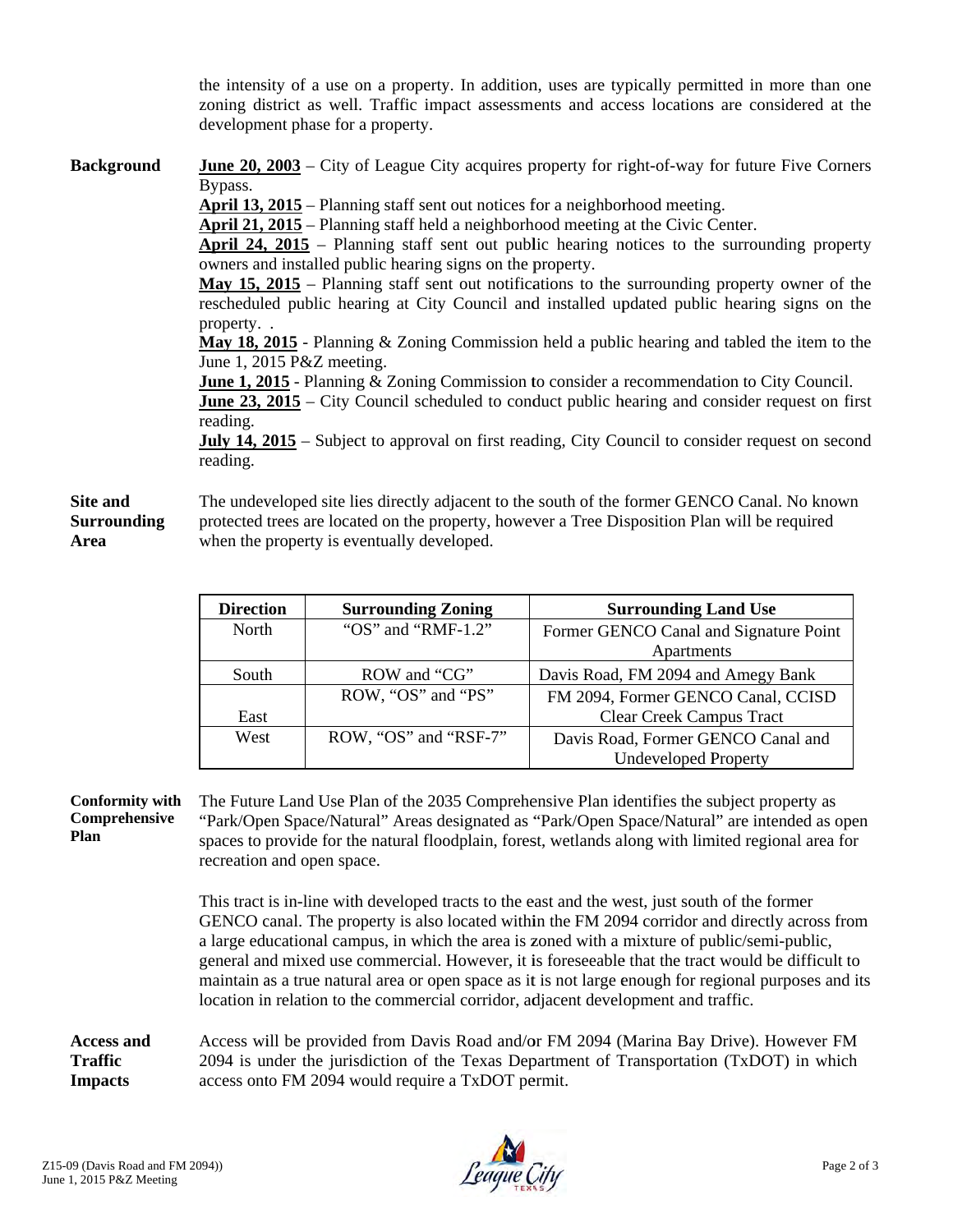the intensity of a use on a property. In addition, uses are typically permitted in more than one zoning district as well. Traffic impact assessments and access locations are considered at the development phase for a property.

**Background**

**June 20, 2003** – City of League City acquires property for right-of-way for future Five Corners Bypass.
**April 13, 2015** – Planning staff sent out notices for a neighborhood meeting.
**April 21, 2015** – Planning staff held a neighborhood meeting at the Civic Center.
**April 24, 2015** – Planning staff sent out public hearing notices to the surrounding property owners and installed public hearing signs on the property.
**May 15, 2015** – Planning staff sent out notifications to the surrounding property owner of the rescheduled public hearing at City Council and installed updated public hearing signs on the property. .
**May 18, 2015** - Planning & Zoning Commission held a public hearing and tabled the item to the June 1, 2015 P&Z meeting.
**June 1, 2015** - Planning & Zoning Commission to consider a recommendation to City Council.
**June 23, 2015** – City Council scheduled to conduct public hearing and consider request on first reading.
**July 14, 2015** – Subject to approval on first reading, City Council to consider request on second reading.

**Site and Surrounding Area**

The undeveloped site lies directly adjacent to the south of the former GENCO Canal. No known protected trees are located on the property, however a Tree Disposition Plan will be required when the property is eventually developed.

| Direction | Surrounding Zoning | Surrounding Land Use |
|---|---|---|
| North | "OS" and "RMF-1.2" | Former GENCO Canal and Signature Point Apartments |
| South | ROW and "CG" | Davis Road, FM 2094 and Amegy Bank |
| East | ROW, "OS" and "PS" | FM 2094, Former GENCO Canal, CCISD Clear Creek Campus Tract |
| West | ROW, "OS" and "RSF-7" | Davis Road, Former GENCO Canal and Undeveloped Property |

**Conformity with Comprehensive Plan**

The Future Land Use Plan of the 2035 Comprehensive Plan identifies the subject property as "Park/Open Space/Natural" Areas designated as "Park/Open Space/Natural" are intended as open spaces to provide for the natural floodplain, forest, wetlands along with limited regional area for recreation and open space.

This tract is in-line with developed tracts to the east and the west, just south of the former GENCO canal. The property is also located within the FM 2094 corridor and directly across from a large educational campus, in which the area is zoned with a mixture of public/semi-public, general and mixed use commercial. However, it is foreseeable that the tract would be difficult to maintain as a true natural area or open space as it is not large enough for regional purposes and its location in relation to the commercial corridor, adjacent development and traffic.

**Access and Traffic Impacts**

Access will be provided from Davis Road and/or FM 2094 (Marina Bay Drive). However FM 2094 is under the jurisdiction of the Texas Department of Transportation (TxDOT) in which access onto FM 2094 would require a TxDOT permit.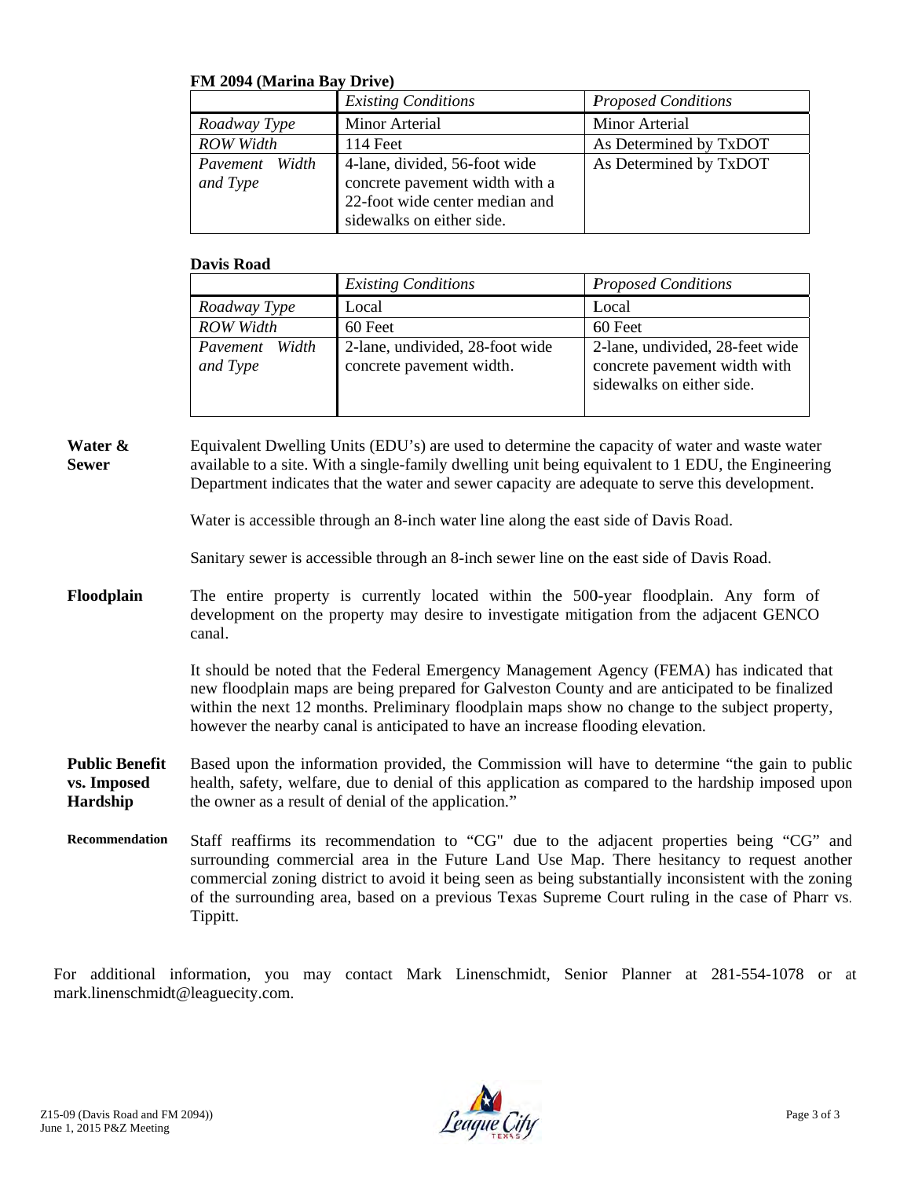**FM 2094 (Marina Bay Drive)**

| | *Existing Conditions* | *Proposed Conditions* |
|---|---|---|
| *Roadway Type* | Minor Arterial | Minor Arterial |
| *ROW Width* | 114 Feet | As Determined by TxDOT |
| *Pavement Width and Type* | 4-lane, divided, 56-foot wide concrete pavement width with a 22-foot wide center median and sidewalks on either side. | As Determined by TxDOT |

**Davis Road**

| | *Existing Conditions* | *Proposed Conditions* |
|---|---|---|
| *Roadway Type* | Local | Local |
| *ROW Width* | 60 Feet | 60 Feet |
| *Pavement Width and Type* | 2-lane, undivided, 28-foot wide concrete pavement width. | 2-lane, undivided, 28-feet wide concrete pavement width with sidewalks on either side. |

**Water & Sewer**

Equivalent Dwelling Units (EDU's) are used to determine the capacity of water and waste water available to a site. With a single-family dwelling unit being equivalent to 1 EDU, the Engineering Department indicates that the water and sewer capacity are adequate to serve this development.

Water is accessible through an 8-inch water line along the east side of Davis Road.

Sanitary sewer is accessible through an 8-inch sewer line on the east side of Davis Road.

**Floodplain**

The entire property is currently located within the 500-year floodplain. Any form of development on the property may desire to investigate mitigation from the adjacent GENCO canal.

It should be noted that the Federal Emergency Management Agency (FEMA) has indicated that new floodplain maps are being prepared for Galveston County and are anticipated to be finalized within the next 12 months. Preliminary floodplain maps show no change to the subject property, however the nearby canal is anticipated to have an increase flooding elevation.

**Public Benefit vs. Imposed Hardship**

Based upon the information provided, the Commission will have to determine "the gain to public health, safety, welfare, due to denial of this application as compared to the hardship imposed upon the owner as a result of denial of the application."

**Recommendation**

Staff reaffirms its recommendation to "CG" due to the adjacent properties being "CG" and surrounding commercial area in the Future Land Use Map. There hesitancy to request another commercial zoning district to avoid it being seen as being substantially inconsistent with the zoning of the surrounding area, based on a previous Texas Supreme Court ruling in the case of Pharr vs. Tippitt.

For additional information, you may contact Mark Linenschmidt, Senior Planner at 281-554-1078 or at mark.linenschmidt@leaguecity.com.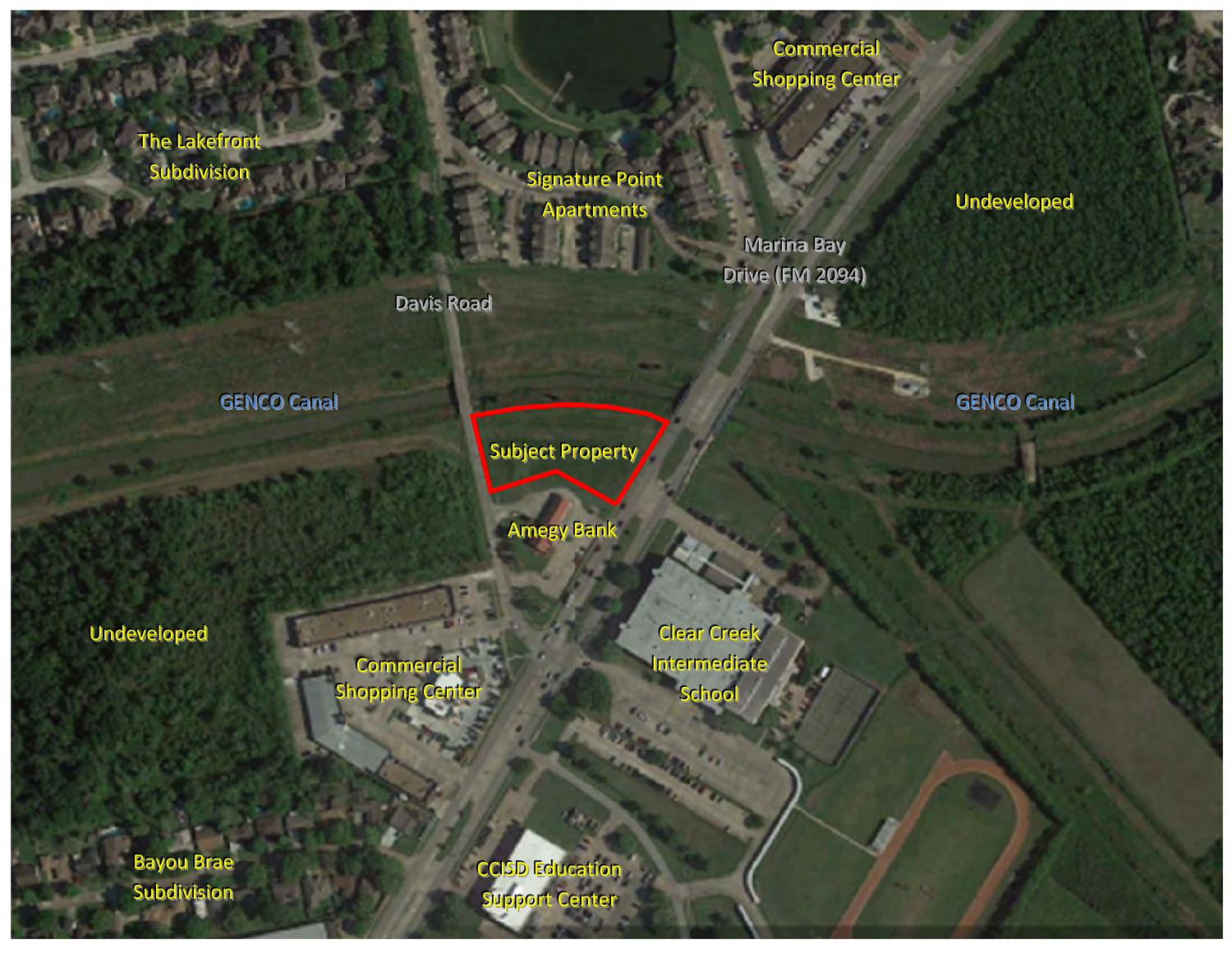The Lakefront Subdivision

Signature Point Apartments

Commercial Shopping Center

Undeveloped

Marina Bay Drive (FM 2094)

Davis Road

GENCO Canal

Subject Property

GENCO Canal

Amegy Bank

Undeveloped

Commercial Shopping Center

Clear Creek Intermediate School

Bayou Brae Subdivision

CCISD Education Support Center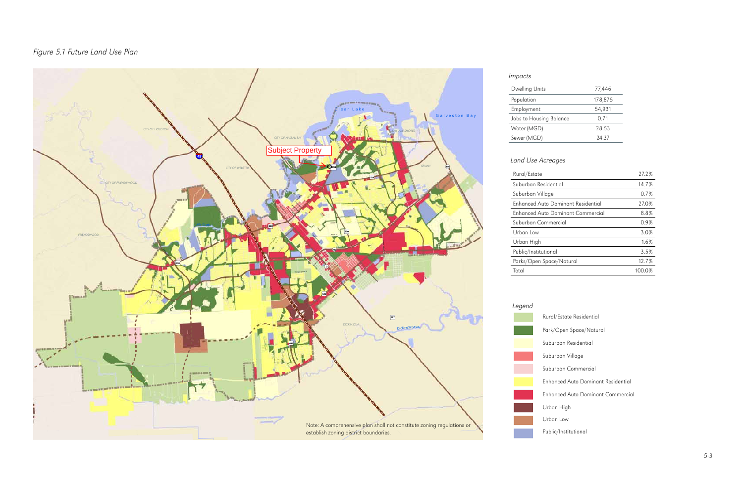*Figure 5.1 Future Land Use Plan*

Subject Property

Clear Lake

Galveston Bay

CITY OF HOUSTON

CITY OF NASSAU BAY

CITY OF WEBSTER

CLEAR LAKE SHORES

KEMAH

CITY OF FRIENDSWOOD

FRIENDSWOOD

DICKINSON

Dickinson Bayou

Note: A comprehensive plan shall not constitute zoning regulations or establish zoning district boundaries.

### *Impacts*

| | |
|---|---|
| Dwelling Units | 77,446 |
| Population | 178,875 |
| Employment | 54,931 |
| Jobs to Housing Balance | 0.71 |
| Water (MGD) | 28.53 |
| Sewer (MGD) | 24.37 |

### *Land Use Acreages*

| | |
|---|---|
| Rural/Estate | 27.2% |
| Suburban Residential | 14.7% |
| Suburban Village | 0.7% |
| Enhanced Auto Dominant Residential | 27.0% |
| Enhanced Auto Dominant Commercial | 8.8% |
| Suburban Commercial | 0.9% |
| Urban Low | 3.0% |
| Urban High | 1.6% |
| Public/Institutional | 3.5% |
| Parks/Open Space/Natural | 12.7% |
| Total | 100.0% |

### *Legend*

- Rural/Estate Residential
- Park/Open Space/Natural
- Suburban Residential
- Suburban Village
- Suburban Commercial
- Enhanced Auto Dominant Residential
- Enhanced Auto Dominant Commercial
- Urban High
- Urban Low
- Public/Institutional